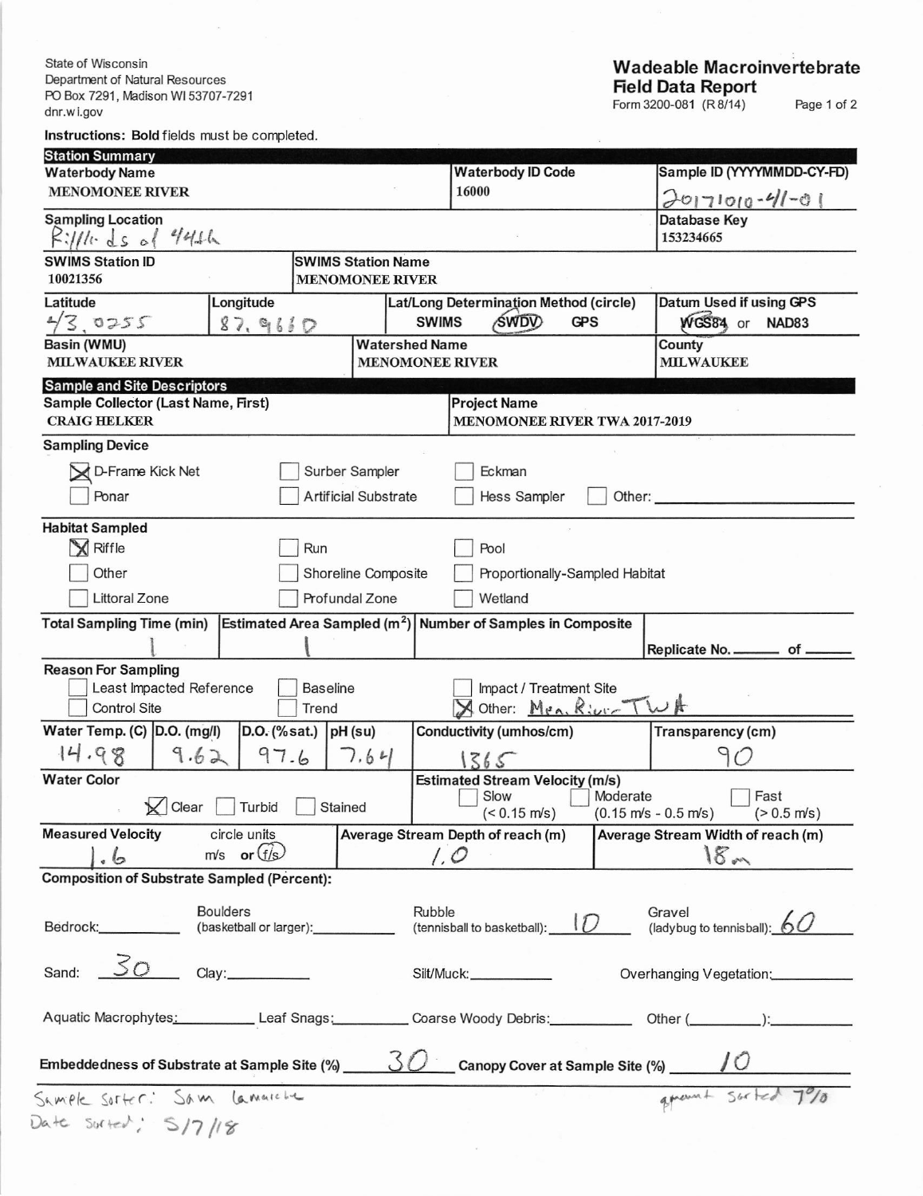State of Wisconsin
Department of Natural Resources
PO Box 7291, Madison WI 53707-7291
dnr.wi.gov

# Wadeable Macroinvertebrate Field Data Report

Form 3200-081 (R 8/14)

**Instructions: Bold fields must be completed.**

## Station Summary

| **Waterbody Name** | **Waterbody ID Code** | **Sample ID (YYYYMMDD-CY-FD)** |
|---|---|---|
| MENOMONEE RIVER | 16000 | 20171010-41-01 |

| **Sampling Location** | **Database Key** |
|---|---|
| Riffle ds of 44th | 153234665 |

| **SWIMS Station ID** | **SWIMS Station Name** |
|---|---|
| 10021356 | MENOMONEE RIVER |

| **Latitude** | **Longitude** | **Lat/Long Determination Method (circle)** | **Datum Used if using GPS** |
|---|---|---|---|
| 43.0255 | 87.9660 | SWIMS (SWDV) GPS — circled: SWDV | (WGS84) or NAD83 — circled: WGS84 |

| **Basin (WMU)** | **Watershed Name** | **County** |
|---|---|---|
| MILWAUKEE RIVER | MENOMONEE RIVER | MILWAUKEE |

## Sample and Site Descriptors

| **Sample Collector (Last Name, First)** | **Project Name** |
|---|---|
| CRAIG HELKER | MENOMONEE RIVER TWA 2017-2019 |

**Sampling Device**

- [x] D-Frame Kick Net
- [ ] Surber Sampler
- [ ] Eckman
- [ ] Ponar
- [ ] Artificial Substrate
- [ ] Hess Sampler
- [ ] Other: ______

**Habitat Sampled**

- [x] Riffle
- [ ] Run
- [ ] Pool
- [ ] Other
- [ ] Shoreline Composite
- [ ] Proportionally-Sampled Habitat
- [ ] Littoral Zone
- [ ] Profundal Zone
- [ ] Wetland

| **Total Sampling Time (min)** | **Estimated Area Sampled (m²)** | **Number of Samples in Composite** | |
|---|---|---|---|
| 1 | 1 | | Replicate No. ____ of ____ |

**Reason For Sampling**

- [ ] Least Impacted Reference
- [ ] Baseline
- [ ] Impact / Treatment Site
- [ ] Control Site
- [ ] Trend
- [x] Other: Men. River TWA

| **Water Temp. (C)** | **D.O. (mg/l)** | **D.O. (%sat.)** | **pH (su)** | **Conductivity (umhos/cm)** | **Transparency (cm)** |
|---|---|---|---|---|---|
| 14.98 | 9.62 | 97.6 | 7.64 | 1365 | 90 |

**Water Color**

- [x] Clear
- [ ] Turbid
- [ ] Stained

**Estimated Stream Velocity (m/s)**

- [ ] Slow (< 0.15 m/s)
- [ ] Moderate (0.15 m/s - 0.5 m/s)
- [ ] Fast (> 0.5 m/s)

| **Measured Velocity** | circle units | **Average Stream Depth of reach (m)** | **Average Stream Width of reach (m)** |
|---|---|---|---|
| 1.6 | m/s or (f/s) — circled: f/s | 1.0 | 18m |

**Composition of Substrate Sampled (Percent):**

Bedrock: ______ Boulders (basketball or larger): ______ Rubble (tennisball to basketball): 10 Gravel (ladybug to tennisball): 60

Sand: 30 Clay: ______ Silt/Muck: ______ Overhanging Vegetation: ______

Aquatic Macrophytes: ______ Leaf Snags: ______ Coarse Woody Debris: ______ Other (______): ______

**Embeddedness of Substrate at Sample Site (%)** 30 **Canopy Cover at Sample Site (%)** 10

Sample Sorter: Sam Lamarche
Date Sorted: 5/7/18

amount sorted 7%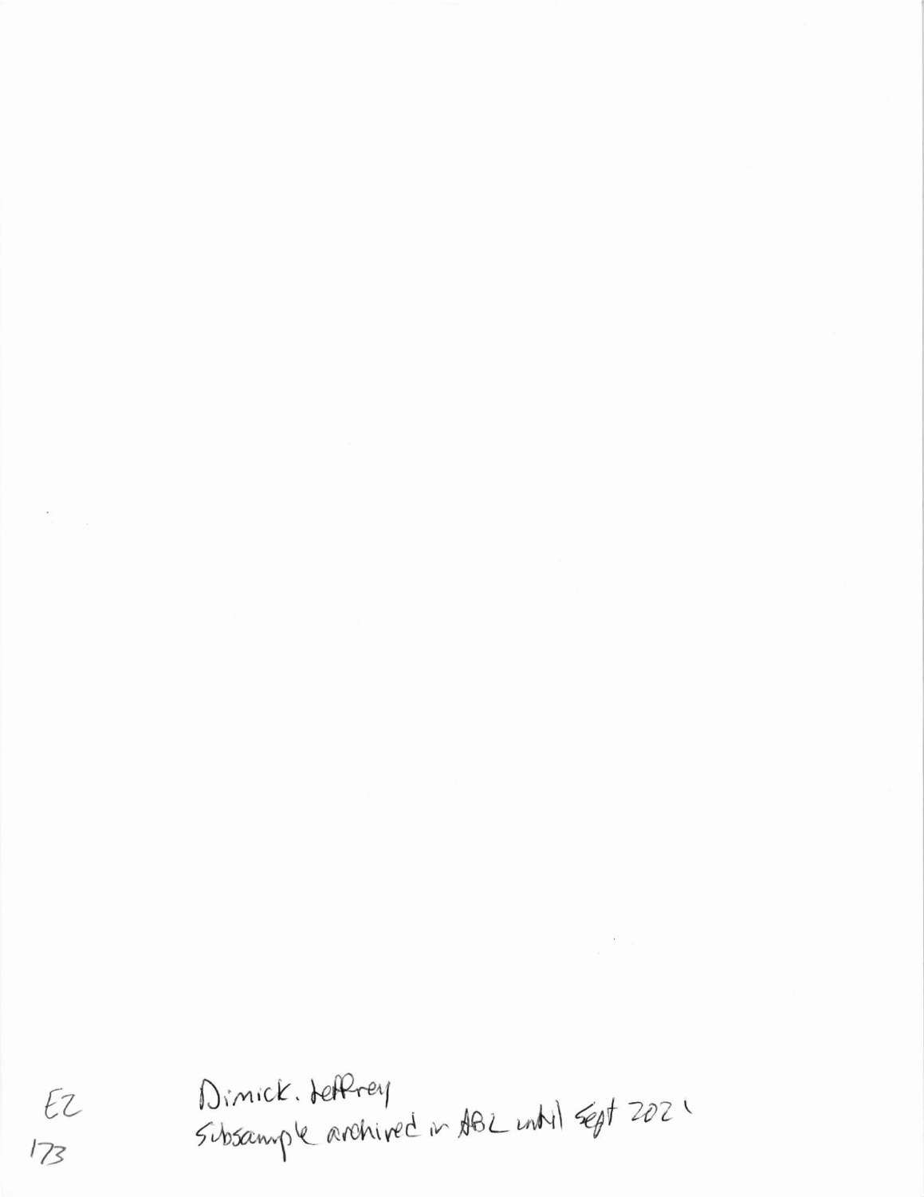EZ

173

Dimick, Jeffrey

Subsample archived in ABL until Sept 2021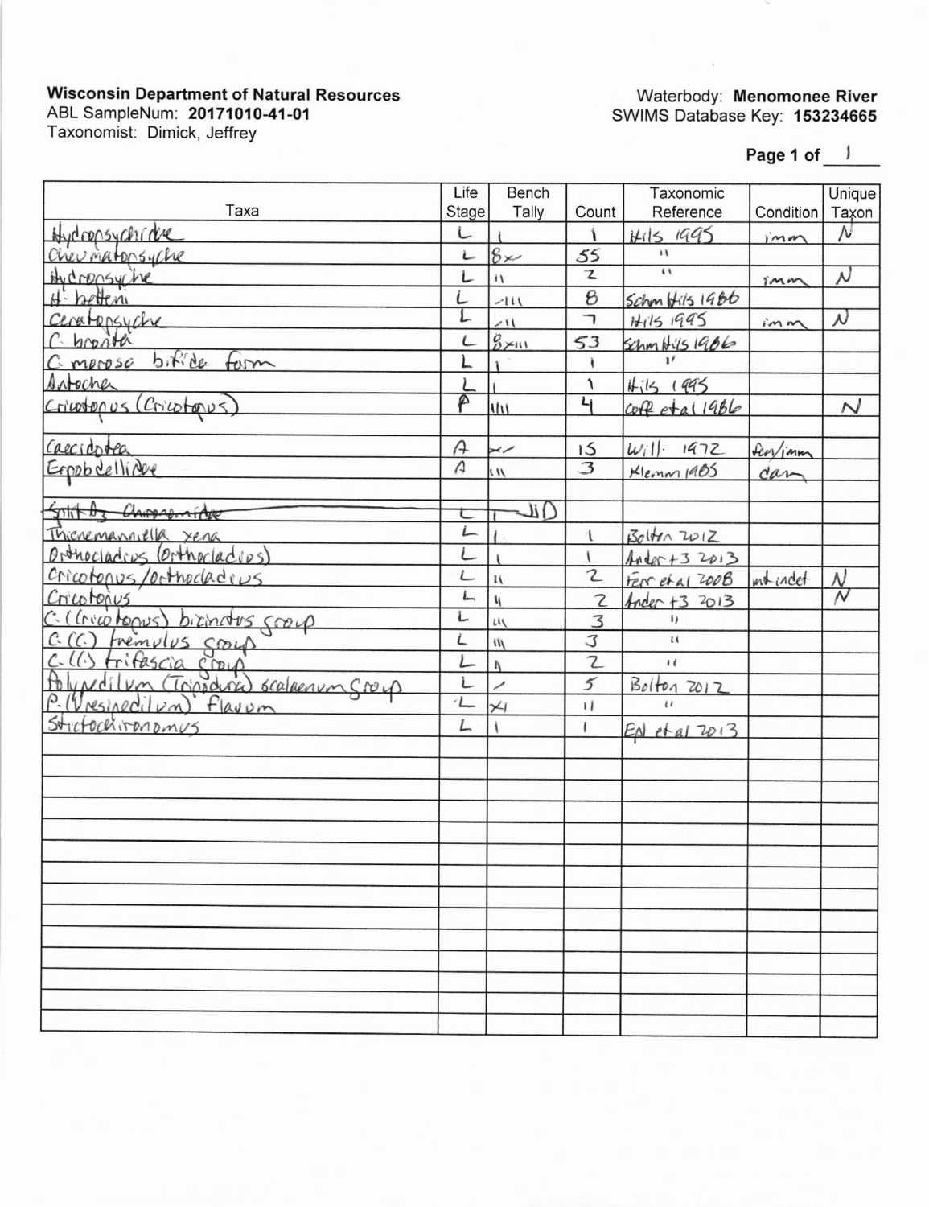**Wisconsin Department of Natural Resources**
ABL SampleNum: **20171010-41-01**
Taxonomist: Dimick, Jeffrey

Waterbody: **Menomonee River**
SWIMS Database Key: **153234665**

**Page 1 of 1**

| Taxa | Life Stage | Bench Tally | Count | Taxonomic Reference | Condition | Unique Taxon |
|---|---|---|---|---|---|---|
| Hydropsychidae | L | I | 1 | Hils 1995 | imm | N |
| Cheumatopsyche | L | 8 | 55 | " | | |
| Hydropsyche | L | II | 2 | " | imm | N |
| H. betteni | L | IIII | 8 | Schm Hils 1986 | | |
| Ceratopsyche | L | II | 7 | Hils 1995 | imm | N |
| C. bronta | L | 8 IIII | 53 | Schm Hils 1986 | | |
| C. morosa bifida form | L | I | 1 | " | | |
| Antocha | L | I | 1 | Hils 1995 | | |
| Cricotopus (Cricotopus) | P | IIII | 4 | Coff et al 1986 | | N |
| | | | | | | |
| Caecidotea | A | | 15 | Will. 1972 | fem/imm | |
| Erpobdellidae | A | III | 3 | Klemm 1985 | dam | |
| | | | | | | |
| ~~Split Chironomidae~~ | ~~L~~ | ~~I~~ JD | | | | |
| Thienemanniella xena | L | I | 1 | Bolton 2012 | | |
| Orthocladius (Orthocladius) | L | I | 1 | Ander +3 2013 | | |
| Cricotopus/Orthocladius | L | II | 2 | Ferr et al 2008 | mt indet | N |
| Cricotopus | L | II | 2 | Ander +3 2013 | | N |
| C. (Cricotopus) bicinctus group | L | III | 3 | " | | |
| C. (C.) tremulus group | L | III | 3 | " | | |
| C. (C.) trifascia group | L | II | 2 | " | | |
| Polypedilum (Tripodura) scalaenum group | L | / | 5 | Bolton 2012 | | |
| P. (Uresipedilum) flavum | L | X I | 11 | " | | |
| Stictochironomus | L | I | 1 | Epl et al 2013 | | |